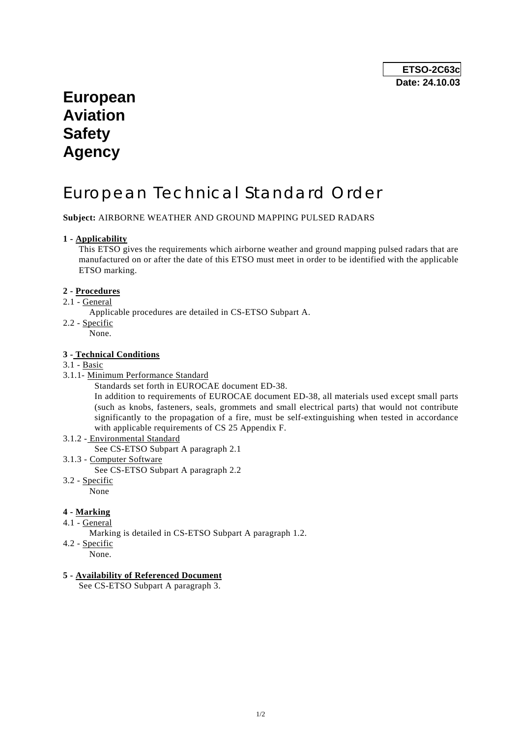**ETSO-2C63c**
**Date: 24.10.03**

# European Aviation Safety Agency

# European Technical Standard Order

**Subject:** AIRBORNE WEATHER AND GROUND MAPPING PULSED RADARS

## 1 - Applicability

This ETSO gives the requirements which airborne weather and ground mapping pulsed radars that are manufactured on or after the date of this ETSO must meet in order to be identified with the applicable ETSO marking.

## 2 - Procedures

2.1 - General

Applicable procedures are detailed in CS-ETSO Subpart A.

2.2 - Specific

None.

## 3 - Technical Conditions

3.1 - Basic

3.1.1- Minimum Performance Standard

Standards set forth in EUROCAE document ED-38.

In addition to requirements of EUROCAE document ED-38, all materials used except small parts (such as knobs, fasteners, seals, grommets and small electrical parts) that would not contribute significantly to the propagation of a fire, must be self-extinguishing when tested in accordance with applicable requirements of CS 25 Appendix F.

3.1.2 - Environmental Standard

See CS-ETSO Subpart A paragraph 2.1

3.1.3 - Computer Software

See CS-ETSO Subpart A paragraph 2.2

3.2 - Specific

None

## 4 - Marking

4.1 - General

Marking is detailed in CS-ETSO Subpart A paragraph 1.2.

4.2 - Specific

None.

## 5 - Availability of Referenced Document

See CS-ETSO Subpart A paragraph 3.